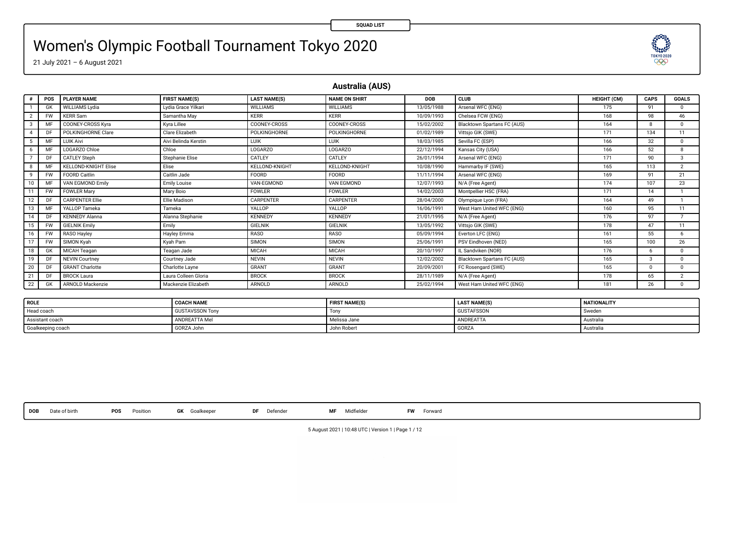SQUAD LIST

# Women's Olympic Football Tournament Tokyo 2020

21 July 2021 – 6 August 2021

## Australia (AUS)

| # | POS | PLAYER NAME | FIRST NAME(S) | LAST NAME(S) | NAME ON SHIRT | DOB | CLUB | HEIGHT (CM) | CAPS | GOALS |
|---|---|---|---|---|---|---|---|---|---|---|
| 1 | GK | WILLIAMS Lydia | Lydia Grace Yilkari | WILLIAMS | WILLIAMS | 13/05/1988 | Arsenal WFC (ENG) | 175 | 91 | 0 |
| 2 | FW | KERR Sam | Samantha May | KERR | KERR | 10/09/1993 | Chelsea FCW (ENG) | 168 | 98 | 46 |
| 3 | MF | COONEY-CROSS Kyra | Kyra Lillee | COONEY-CROSS | COONEY-CROSS | 15/02/2002 | Blacktown Spartans FC (AUS) | 164 | 8 | 0 |
| 4 | DF | POLKINGHORNE Clare | Clare Elizabeth | POLKINGHORNE | POLKINGHORNE | 01/02/1989 | Vittsjo GIK (SWE) | 171 | 134 | 11 |
| 5 | MF | LUIK Aivi | Aivi Belinda Kerstin | LUIK | LUIK | 18/03/1985 | Sevilla FC (ESP) | 166 | 32 | 0 |
| 6 | MF | LOGARZO Chloe | Chloe | LOGARZO | LOGARZO | 22/12/1994 | Kansas City (USA) | 166 | 52 | 8 |
| 7 | DF | CATLEY Steph | Stephanie Elise | CATLEY | CATLEY | 26/01/1994 | Arsenal WFC (ENG) | 171 | 90 | 3 |
| 8 | MF | KELLOND-KNIGHT Elise | Elise | KELLOND-KNIGHT | KELLOND-KNIGHT | 10/08/1990 | Hammarby IF (SWE) | 165 | 113 | 2 |
| 9 | FW | FOORD Caitlin | Caitlin Jade | FOORD | FOORD | 11/11/1994 | Arsenal WFC (ENG) | 169 | 91 | 21 |
| 10 | MF | VAN EGMOND Emily | Emily Louise | VAN-EGMOND | VAN EGMOND | 12/07/1993 | N/A (Free Agent) | 174 | 107 | 23 |
| 11 | FW | FOWLER Mary | Mary Boio | FOWLER | FOWLER | 14/02/2003 | Montpellier HSC (FRA) | 171 | 14 | 1 |
| 12 | DF | CARPENTER Ellie | Ellie Madison | CARPENTER | CARPENTER | 28/04/2000 | Olympique Lyon (FRA) | 164 | 49 | 1 |
| 13 | MF | YALLOP Tameka | Tameka | YALLOP | YALLOP | 16/06/1991 | West Ham United WFC (ENG) | 160 | 95 | 11 |
| 14 | DF | KENNEDY Alanna | Alanna Stephanie | KENNEDY | KENNEDY | 21/01/1995 | N/A (Free Agent) | 176 | 97 | 7 |
| 15 | FW | GIELNIK Emily | Emily | GIELNIK | GIELNIK | 13/05/1992 | Vittsjo GIK (SWE) | 178 | 47 | 11 |
| 16 | FW | RASO Hayley | Hayley Emma | RASO | RASO | 05/09/1994 | Everton LFC (ENG) | 161 | 55 | 6 |
| 17 | FW | SIMON Kyah | Kyah Pam | SIMON | SIMON | 25/06/1991 | PSV Eindhoven (NED) | 165 | 100 | 26 |
| 18 | GK | MICAH Teagan | Teagan Jade | MICAH | MICAH | 20/10/1997 | IL Sandviken (NOR) | 176 | 6 | 0 |
| 19 | DF | NEVIN Courtney | Courtney Jade | NEVIN | NEVIN | 12/02/2002 | Blacktown Spartans FC (AUS) | 165 | 3 | 0 |
| 20 | DF | GRANT Charlotte | Charlotte Layne | GRANT | GRANT | 20/09/2001 | FC Rosengard (SWE) | 165 | 0 | 0 |
| 21 | DF | BROCK Laura | Laura Colleen Gloria | BROCK | BROCK | 28/11/1989 | N/A (Free Agent) | 178 | 65 | 2 |
| 22 | GK | ARNOLD Mackenzie | Mackenzie Elizabeth | ARNOLD | ARNOLD | 25/02/1994 | West Ham United WFC (ENG) | 181 | 26 | 0 |

| ROLE | COACH NAME | FIRST NAME(S) | LAST NAME(S) | NATIONALITY |
|---|---|---|---|---|
| Head coach | GUSTAVSSON Tony | Tony | GUSTAFSSON | Sweden |
| Assistant coach | ANDREATTA Mel | Melissa Jane | ANDREATTA | Australia |
| Goalkeeping coach | GORZA John | John Robert | GORZA | Australia |

**DOB** Date of birth **POS** Position **GK** Goalkeeper **DF** Defender **MF** Midfielder **FW** Forward

5 August 2021 | 10:48 UTC | Version 1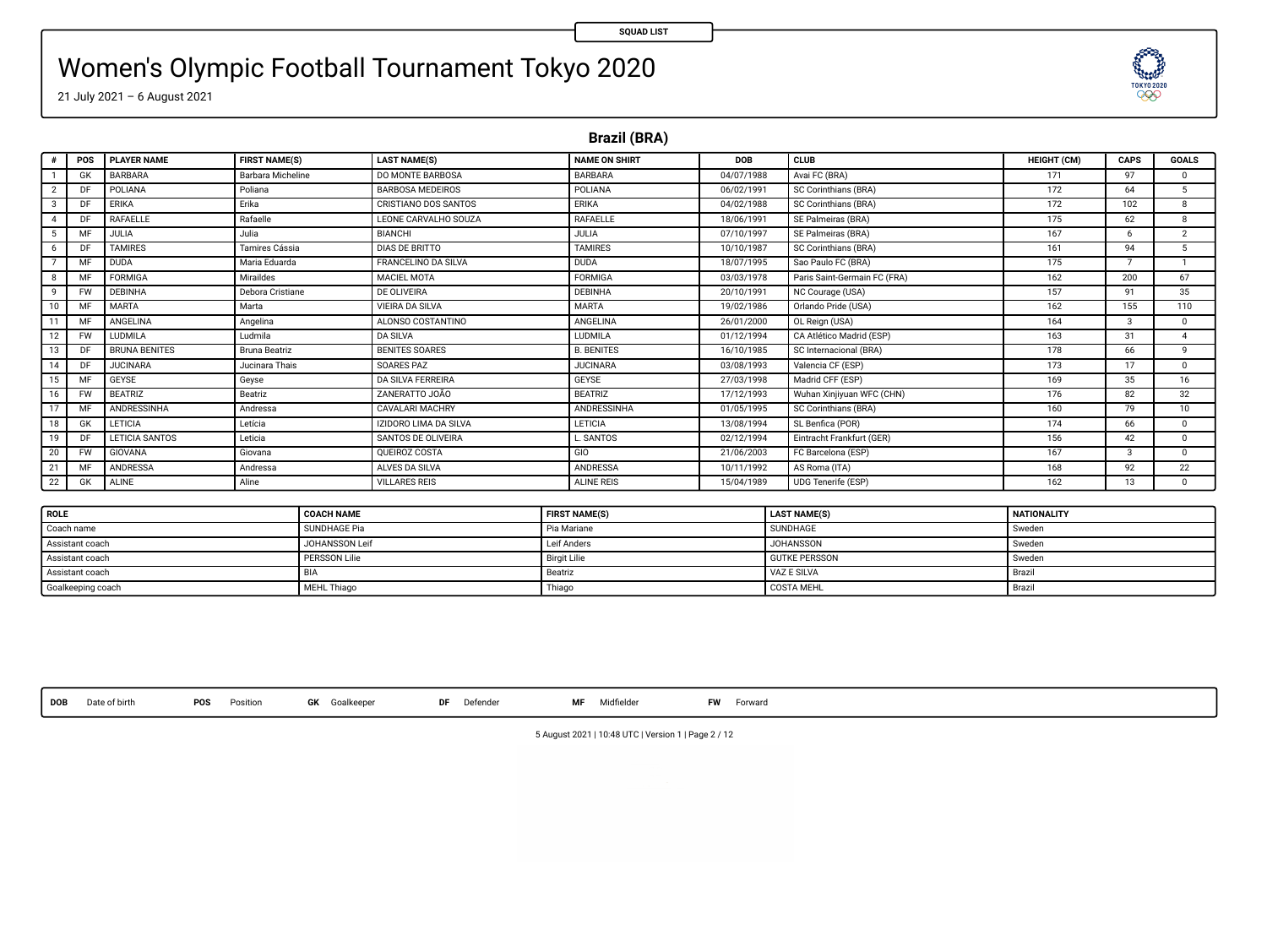SQUAD LIST

# Women's Olympic Football Tournament Tokyo 2020

21 July 2021 – 6 August 2021

## Brazil (BRA)

| # | POS | PLAYER NAME | FIRST NAME(S) | LAST NAME(S) | NAME ON SHIRT | DOB | CLUB | HEIGHT (CM) | CAPS | GOALS |
|---|---|---|---|---|---|---|---|---|---|---|
| 1 | GK | BARBARA | Barbara Micheline | DO MONTE BARBOSA | BARBARA | 04/07/1988 | Avai FC (BRA) | 171 | 97 | 0 |
| 2 | DF | POLIANA | Poliana | BARBOSA MEDEIROS | POLIANA | 06/02/1991 | SC Corinthians (BRA) | 172 | 64 | 5 |
| 3 | DF | ERIKA | Erika | CRISTIANO DOS SANTOS | ERIKA | 04/02/1988 | SC Corinthians (BRA) | 172 | 102 | 8 |
| 4 | DF | RAFAELLE | Rafaelle | LEONE CARVALHO SOUZA | RAFAELLE | 18/06/1991 | SE Palmeiras (BRA) | 175 | 62 | 8 |
| 5 | MF | JULIA | Julia | BIANCHI | JULIA | 07/10/1997 | SE Palmeiras (BRA) | 167 | 6 | 2 |
| 6 | DF | TAMIRES | Tamires Cássia | DIAS DE BRITTO | TAMIRES | 10/10/1987 | SC Corinthians (BRA) | 161 | 94 | 5 |
| 7 | MF | DUDA | Maria Eduarda | FRANCELINO DA SILVA | DUDA | 18/07/1995 | Sao Paulo FC (BRA) | 175 | 7 | 1 |
| 8 | MF | FORMIGA | Miraildes | MACIEL MOTA | FORMIGA | 03/03/1978 | Paris Saint-Germain FC (FRA) | 162 | 200 | 67 |
| 9 | FW | DEBINHA | Debora Cristiane | DE OLIVEIRA | DEBINHA | 20/10/1991 | NC Courage (USA) | 157 | 91 | 35 |
| 10 | MF | MARTA | Marta | VIEIRA DA SILVA | MARTA | 19/02/1986 | Orlando Pride (USA) | 162 | 155 | 110 |
| 11 | MF | ANGELINA | Angelina | ALONSO COSTANTINO | ANGELINA | 26/01/2000 | OL Reign (USA) | 164 | 3 | 0 |
| 12 | FW | LUDMILA | Ludmila | DA SILVA | LUDMILA | 01/12/1994 | CA Atlético Madrid (ESP) | 163 | 31 | 4 |
| 13 | DF | BRUNA BENITES | Bruna Beatriz | BENITES SOARES | B. BENITES | 16/10/1985 | SC Internacional (BRA) | 178 | 66 | 9 |
| 14 | DF | JUCINARA | Jucinara Thais | SOARES PAZ | JUCINARA | 03/08/1993 | Valencia CF (ESP) | 173 | 17 | 0 |
| 15 | MF | GEYSE | Geyse | DA SILVA FERREIRA | GEYSE | 27/03/1998 | Madrid CFF (ESP) | 169 | 35 | 16 |
| 16 | FW | BEATRIZ | Beatriz | ZANERATTO JOÃO | BEATRIZ | 17/12/1993 | Wuhan Xinjiyuan WFC (CHN) | 176 | 82 | 32 |
| 17 | MF | ANDRESSINHA | Andressa | CAVALARI MACHRY | ANDRESSINHA | 01/05/1995 | SC Corinthians (BRA) | 160 | 79 | 10 |
| 18 | GK | LETICIA | Letícia | IZIDORO LIMA DA SILVA | LETICIA | 13/08/1994 | SL Benfica (POR) | 174 | 66 | 0 |
| 19 | DF | LETICIA SANTOS | Leticia | SANTOS DE OLIVEIRA | L. SANTOS | 02/12/1994 | Eintracht Frankfurt (GER) | 156 | 42 | 0 |
| 20 | FW | GIOVANA | Giovana | QUEIROZ COSTA | GIO | 21/06/2003 | FC Barcelona (ESP) | 167 | 3 | 0 |
| 21 | MF | ANDRESSA | Andressa | ALVES DA SILVA | ANDRESSA | 10/11/1992 | AS Roma (ITA) | 168 | 92 | 22 |
| 22 | GK | ALINE | Aline | VILLARES REIS | ALINE REIS | 15/04/1989 | UDG Tenerife (ESP) | 162 | 13 | 0 |

| ROLE | COACH NAME | FIRST NAME(S) | LAST NAME(S) | NATIONALITY |
|---|---|---|---|---|
| Coach name | SUNDHAGE Pia | Pia Mariane | SUNDHAGE | Sweden |
| Assistant coach | JOHANSSON Leif | Leif Anders | JOHANSSON | Sweden |
| Assistant coach | PERSSON Lilie | Birgit Lilie | GUTKE PERSSON | Sweden |
| Assistant coach | BIA | Beatriz | VAZ E SILVA | Brazil |
| Goalkeeping coach | MEHL Thiago | Thiago | COSTA MEHL | Brazil |

**DOB** Date of birth **POS** Position **GK** Goalkeeper **DF** Defender **MF** Midfielder **FW** Forward

5 August 2021 | 10:48 UTC | Version 1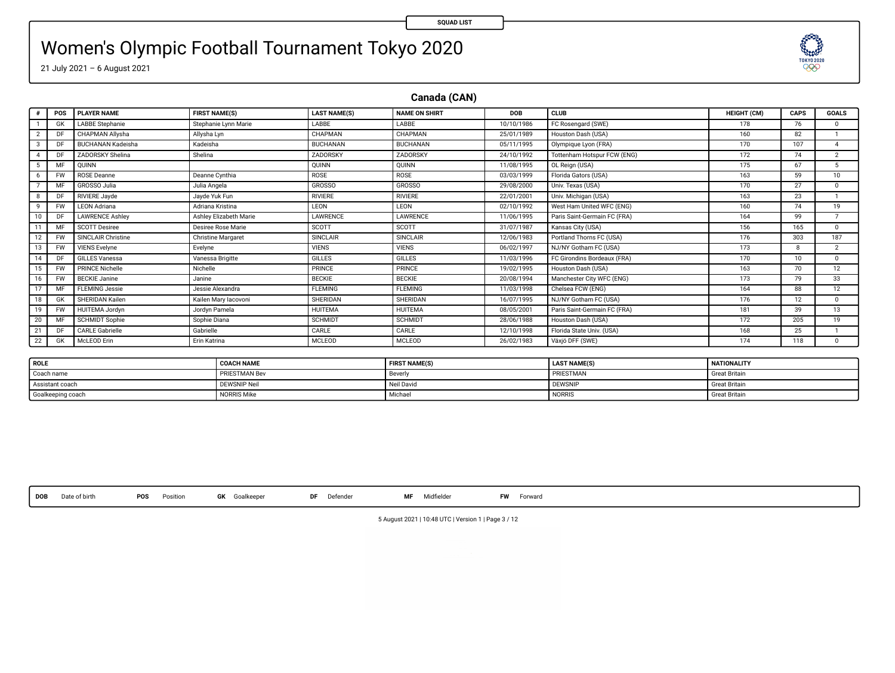SQUAD LIST

# Women's Olympic Football Tournament Tokyo 2020

21 July 2021 – 6 August 2021

## Canada (CAN)

| # | POS | PLAYER NAME | FIRST NAME(S) | LAST NAME(S) | NAME ON SHIRT | DOB | CLUB | HEIGHT (CM) | CAPS | GOALS |
|---|---|---|---|---|---|---|---|---|---|---|
| 1 | GK | LABBE Stephanie | Stephanie Lynn Marie | LABBE | LABBE | 10/10/1986 | FC Rosengard (SWE) | 178 | 76 | 0 |
| 2 | DF | CHAPMAN Allysha | Allysha Lyn | CHAPMAN | CHAPMAN | 25/01/1989 | Houston Dash (USA) | 160 | 82 | 1 |
| 3 | DF | BUCHANAN Kadeisha | Kadeisha | BUCHANAN | BUCHANAN | 05/11/1995 | Olympique Lyon (FRA) | 170 | 107 | 4 |
| 4 | DF | ZADORSKY Shelina | Shelina | ZADORSKY | ZADORSKY | 24/10/1992 | Tottenham Hotspur FCW (ENG) | 172 | 74 | 2 |
| 5 | MF | QUINN | | QUINN | QUINN | 11/08/1995 | OL Reign (USA) | 175 | 67 | 5 |
| 6 | FW | ROSE Deanne | Deanne Cynthia | ROSE | ROSE | 03/03/1999 | Florida Gators (USA) | 163 | 59 | 10 |
| 7 | MF | GROSSO Julia | Julia Angela | GROSSO | GROSSO | 29/08/2000 | Univ. Texas (USA) | 170 | 27 | 0 |
| 8 | DF | RIVIERE Jayde | Jayde Yuk Fun | RIVIERE | RIVIERE | 22/01/2001 | Univ. Michigan (USA) | 163 | 23 | 1 |
| 9 | FW | LEON Adriana | Adriana Kristina | LEON | LEON | 02/10/1992 | West Ham United WFC (ENG) | 160 | 74 | 19 |
| 10 | DF | LAWRENCE Ashley | Ashley Elizabeth Marie | LAWRENCE | LAWRENCE | 11/06/1995 | Paris Saint-Germain FC (FRA) | 164 | 99 | 7 |
| 11 | MF | SCOTT Desiree | Desiree Rose Marie | SCOTT | SCOTT | 31/07/1987 | Kansas City (USA) | 156 | 165 | 0 |
| 12 | FW | SINCLAIR Christine | Christine Margaret | SINCLAIR | SINCLAIR | 12/06/1983 | Portland Thorns FC (USA) | 176 | 303 | 187 |
| 13 | FW | VIENS Evelyne | Evelyne | VIENS | VIENS | 06/02/1997 | NJ/NY Gotham FC (USA) | 173 | 8 | 2 |
| 14 | DF | GILLES Vanessa | Vanessa Brigitte | GILLES | GILLES | 11/03/1996 | FC Girondins Bordeaux (FRA) | 170 | 10 | 0 |
| 15 | FW | PRINCE Nichelle | Nichelle | PRINCE | PRINCE | 19/02/1995 | Houston Dash (USA) | 163 | 70 | 12 |
| 16 | FW | BECKIE Janine | Janine | BECKIE | BECKIE | 20/08/1994 | Manchester City WFC (ENG) | 173 | 79 | 33 |
| 17 | MF | FLEMING Jessie | Jessie Alexandra | FLEMING | FLEMING | 11/03/1998 | Chelsea FCW (ENG) | 164 | 88 | 12 |
| 18 | GK | SHERIDAN Kailen | Kailen Mary Iacovoni | SHERIDAN | SHERIDAN | 16/07/1995 | NJ/NY Gotham FC (USA) | 176 | 12 | 0 |
| 19 | FW | HUITEMA Jordyn | Jordyn Pamela | HUITEMA | HUITEMA | 08/05/2001 | Paris Saint-Germain FC (FRA) | 181 | 39 | 13 |
| 20 | MF | SCHMIDT Sophie | Sophie Diana | SCHMIDT | SCHMIDT | 28/06/1988 | Houston Dash (USA) | 172 | 205 | 19 |
| 21 | DF | CARLE Gabrielle | Gabrielle | CARLE | CARLE | 12/10/1998 | Florida State Univ. (USA) | 168 | 25 | 1 |
| 22 | GK | McLEOD Erin | Erin Katrina | MCLEOD | MCLEOD | 26/02/1983 | Växjö DFF (SWE) | 174 | 118 | 0 |

| ROLE | COACH NAME | FIRST NAME(S) | LAST NAME(S) | NATIONALITY |
|---|---|---|---|---|
| Coach name | PRIESTMAN Bev | Beverly | PRIESTMAN | Great Britain |
| Assistant coach | DEWSNIP Neil | Neil David | DEWSNIP | Great Britain |
| Goalkeeping coach | NORRIS Mike | Michael | NORRIS | Great Britain |

**DOB** Date of birth **POS** Position **GK** Goalkeeper **DF** Defender **MF** Midfielder **FW** Forward

5 August 2021 | 10:48 UTC | Version 1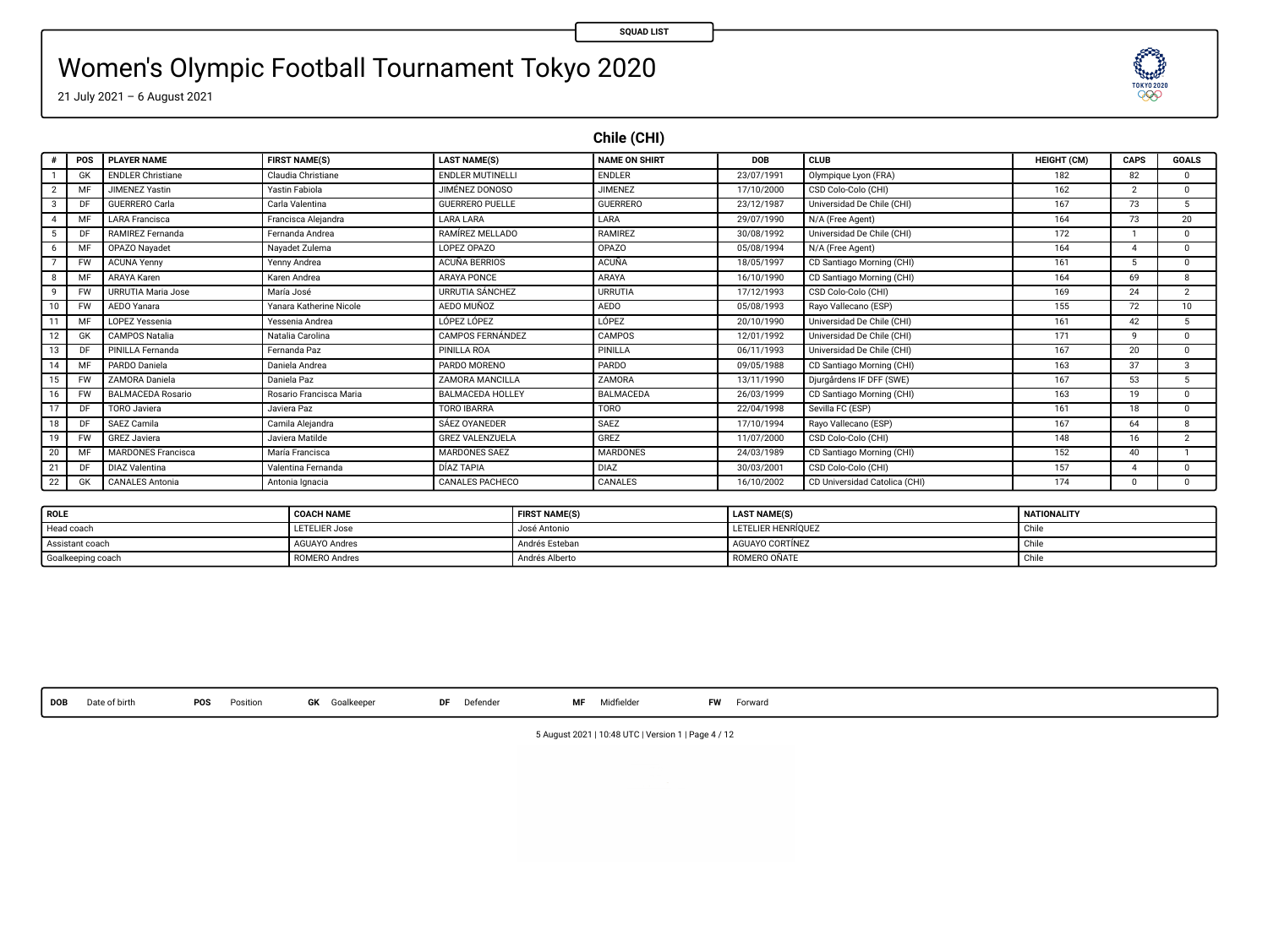SQUAD LIST

# Women's Olympic Football Tournament Tokyo 2020

21 July 2021 – 6 August 2021

## Chile (CHI)

| # | POS | PLAYER NAME | FIRST NAME(S) | LAST NAME(S) | NAME ON SHIRT | DOB | CLUB | HEIGHT (CM) | CAPS | GOALS |
|---|---|---|---|---|---|---|---|---|---|---|
| 1 | GK | ENDLER Christiane | Claudia Christiane | ENDLER MUTINELLI | ENDLER | 23/07/1991 | Olympique Lyon (FRA) | 182 | 82 | 0 |
| 2 | MF | JIMENEZ Yastin | Yastin Fabiola | JIMÉNEZ DONOSO | JIMENEZ | 17/10/2000 | CSD Colo-Colo (CHI) | 162 | 2 | 0 |
| 3 | DF | GUERRERO Carla | Carla Valentina | GUERRERO PUELLE | GUERRERO | 23/12/1987 | Universidad De Chile (CHI) | 167 | 73 | 5 |
| 4 | MF | LARA Francisca | Francisca Alejandra | LARA LARA | LARA | 29/07/1990 | N/A (Free Agent) | 164 | 73 | 20 |
| 5 | DF | RAMIREZ Fernanda | Fernanda Andrea | RAMÍREZ MELLADO | RAMIREZ | 30/08/1992 | Universidad De Chile (CHI) | 172 | 1 | 0 |
| 6 | MF | OPAZO Nayadet | Nayadet Zulema | LOPEZ OPAZO | OPAZO | 05/08/1994 | N/A (Free Agent) | 164 | 4 | 0 |
| 7 | FW | ACUNA Yenny | Yenny Andrea | ACUÑA BERRIOS | ACUÑA | 18/05/1997 | CD Santiago Morning (CHI) | 161 | 5 | 0 |
| 8 | MF | ARAYA Karen | Karen Andrea | ARAYA PONCE | ARAYA | 16/10/1990 | CD Santiago Morning (CHI) | 164 | 69 | 8 |
| 9 | FW | URRUTIA Maria Jose | María José | URRUTIA SÁNCHEZ | URRUTIA | 17/12/1993 | CSD Colo-Colo (CHI) | 169 | 24 | 2 |
| 10 | FW | AEDO Yanara | Yanara Katherine Nicole | AEDO MUÑOZ | AEDO | 05/08/1993 | Rayo Vallecano (ESP) | 155 | 72 | 10 |
| 11 | MF | LOPEZ Yessenia | Yessenia Andrea | LÓPEZ LÓPEZ | LÓPEZ | 20/10/1990 | Universidad De Chile (CHI) | 161 | 42 | 5 |
| 12 | GK | CAMPOS Natalia | Natalia Carolina | CAMPOS FERNÁNDEZ | CAMPOS | 12/01/1992 | Universidad De Chile (CHI) | 171 | 9 | 0 |
| 13 | DF | PINILLA Fernanda | Fernanda Paz | PINILLA ROA | PINILLA | 06/11/1993 | Universidad De Chile (CHI) | 167 | 20 | 0 |
| 14 | MF | PARDO Daniela | Daniela Andrea | PARDO MORENO | PARDO | 09/05/1988 | CD Santiago Morning (CHI) | 163 | 37 | 3 |
| 15 | FW | ZAMORA Daniela | Daniela Paz | ZAMORA MANCILLA | ZAMORA | 13/11/1990 | Djurgårdens IF DFF (SWE) | 167 | 53 | 5 |
| 16 | FW | BALMACEDA Rosario | Rosario Francisca Maria | BALMACEDA HOLLEY | BALMACEDA | 26/03/1999 | CD Santiago Morning (CHI) | 163 | 19 | 0 |
| 17 | DF | TORO Javiera | Javiera Paz | TORO IBARRA | TORO | 22/04/1998 | Sevilla FC (ESP) | 161 | 18 | 0 |
| 18 | DF | SAEZ Camila | Camila Alejandra | SÁEZ OYANEDER | SAEZ | 17/10/1994 | Rayo Vallecano (ESP) | 167 | 64 | 8 |
| 19 | FW | GREZ Javiera | Javiera Matilde | GREZ VALENZUELA | GREZ | 11/07/2000 | CSD Colo-Colo (CHI) | 148 | 16 | 2 |
| 20 | MF | MARDONES Francisca | María Francisca | MARDONES SAEZ | MARDONES | 24/03/1989 | CD Santiago Morning (CHI) | 152 | 40 | 1 |
| 21 | DF | DIAZ Valentina | Valentina Fernanda | DÍAZ TAPIA | DIAZ | 30/03/2001 | CSD Colo-Colo (CHI) | 157 | 4 | 0 |
| 22 | GK | CANALES Antonia | Antonia Ignacia | CANALES PACHECO | CANALES | 16/10/2002 | CD Universidad Catolica (CHI) | 174 | 0 | 0 |

| ROLE | COACH NAME | FIRST NAME(S) | LAST NAME(S) | NATIONALITY |
|---|---|---|---|---|
| Head coach | LETELIER Jose | José Antonio | LETELIER HENRÍQUEZ | Chile |
| Assistant coach | AGUAYO Andres | Andrés Esteban | AGUAYO CORTÍNEZ | Chile |
| Goalkeeping coach | ROMERO Andres | Andrés Alberto | ROMERO OÑATE | Chile |

**DOB** Date of birth **POS** Position **GK** Goalkeeper **DF** Defender **MF** Midfielder **FW** Forward

5 August 2021 | 10:48 UTC | Version 1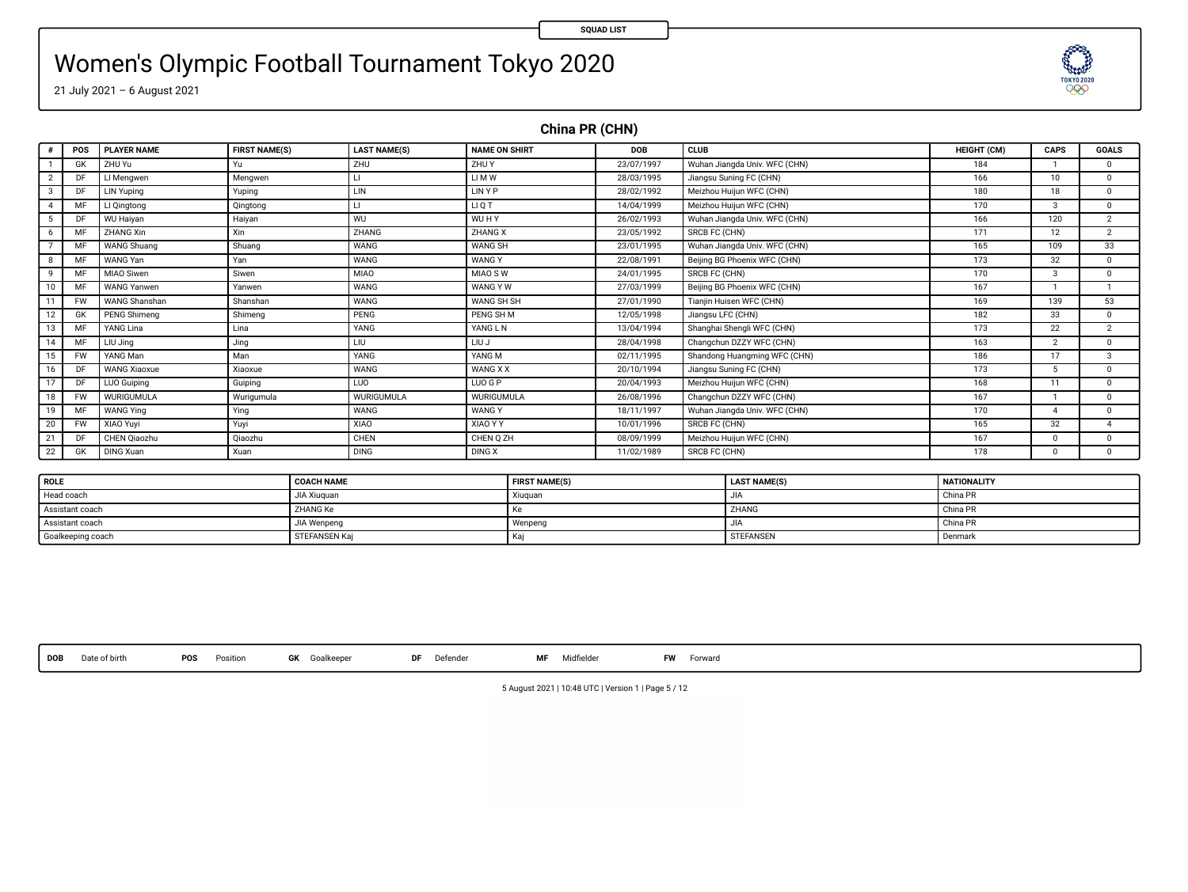SQUAD LIST

# Women's Olympic Football Tournament Tokyo 2020

21 July 2021 – 6 August 2021

## China PR (CHN)

| # | POS | PLAYER NAME | FIRST NAME(S) | LAST NAME(S) | NAME ON SHIRT | DOB | CLUB | HEIGHT (CM) | CAPS | GOALS |
|---|---|---|---|---|---|---|---|---|---|---|
| 1 | GK | ZHU Yu | Yu | ZHU | ZHU Y | 23/07/1997 | Wuhan Jiangda Univ. WFC (CHN) | 184 | 1 | 0 |
| 2 | DF | LI Mengwen | Mengwen | LI | LI M W | 28/03/1995 | Jiangsu Suning FC (CHN) | 166 | 10 | 0 |
| 3 | DF | LIN Yuping | Yuping | LIN | LIN Y P | 28/02/1992 | Meizhou Huijun WFC (CHN) | 180 | 18 | 0 |
| 4 | MF | LI Qingtong | Qingtong | LI | LI Q T | 14/04/1999 | Meizhou Huijun WFC (CHN) | 170 | 3 | 0 |
| 5 | DF | WU Haiyan | Haiyan | WU | WU H Y | 26/02/1993 | Wuhan Jiangda Univ. WFC (CHN) | 166 | 120 | 2 |
| 6 | MF | ZHANG Xin | Xin | ZHANG | ZHANG X | 23/05/1992 | SRCB FC (CHN) | 171 | 12 | 2 |
| 7 | MF | WANG Shuang | Shuang | WANG | WANG SH | 23/01/1995 | Wuhan Jiangda Univ. WFC (CHN) | 165 | 109 | 33 |
| 8 | MF | WANG Yan | Yan | WANG | WANG Y | 22/08/1991 | Beijing BG Phoenix WFC (CHN) | 173 | 32 | 0 |
| 9 | MF | MIAO Siwen | Siwen | MIAO | MIAO S W | 24/01/1995 | SRCB FC (CHN) | 170 | 3 | 0 |
| 10 | MF | WANG Yanwen | Yanwen | WANG | WANG Y W | 27/03/1999 | Beijing BG Phoenix WFC (CHN) | 167 | 1 | 1 |
| 11 | FW | WANG Shanshan | Shanshan | WANG | WANG SH SH | 27/01/1990 | Tianjin Huisen WFC (CHN) | 169 | 139 | 53 |
| 12 | GK | PENG Shimeng | Shimeng | PENG | PENG SH M | 12/05/1998 | Jiangsu LFC (CHN) | 182 | 33 | 0 |
| 13 | MF | YANG Lina | Lina | YANG | YANG L N | 13/04/1994 | Shanghai Shengli WFC (CHN) | 173 | 22 | 2 |
| 14 | MF | LIU Jing | Jing | LIU | LIU J | 28/04/1998 | Changchun DZZY WFC (CHN) | 163 | 2 | 0 |
| 15 | FW | YANG Man | Man | YANG | YANG M | 02/11/1995 | Shandong Huangming WFC (CHN) | 186 | 17 | 3 |
| 16 | DF | WANG Xiaoxue | Xiaoxue | WANG | WANG X X | 20/10/1994 | Jiangsu Suning FC (CHN) | 173 | 5 | 0 |
| 17 | DF | LUO Guiping | Guiping | LUO | LUO G P | 20/04/1993 | Meizhou Huijun WFC (CHN) | 168 | 11 | 0 |
| 18 | FW | WURIGUMULA | Wurigumula | WURIGUMULA | WURIGUMULA | 26/08/1996 | Changchun DZZY WFC (CHN) | 167 | 1 | 0 |
| 19 | MF | WANG Ying | Ying | WANG | WANG Y | 18/11/1997 | Wuhan Jiangda Univ. WFC (CHN) | 170 | 4 | 0 |
| 20 | FW | XIAO Yuyi | Yuyi | XIAO | XIAO Y Y | 10/01/1996 | SRCB FC (CHN) | 165 | 32 | 4 |
| 21 | DF | CHEN Qiaozhu | Qiaozhu | CHEN | CHEN Q ZH | 08/09/1999 | Meizhou Huijun WFC (CHN) | 167 | 0 | 0 |
| 22 | GK | DING Xuan | Xuan | DING | DING X | 11/02/1989 | SRCB FC (CHN) | 178 | 0 | 0 |

| ROLE | COACH NAME | FIRST NAME(S) | LAST NAME(S) | NATIONALITY |
|---|---|---|---|---|
| Head coach | JIA Xiuquan | Xiuquan | JIA | China PR |
| Assistant coach | ZHANG Ke | Ke | ZHANG | China PR |
| Assistant coach | JIA Wenpeng | Wenpeng | JIA | China PR |
| Goalkeeping coach | STEFANSEN Kaj | Kaj | STEFANSEN | Denmark |

**DOB** Date of birth **POS** Position **GK** Goalkeeper **DF** Defender **MF** Midfielder **FW** Forward

5 August 2021 | 10:48 UTC | Version 1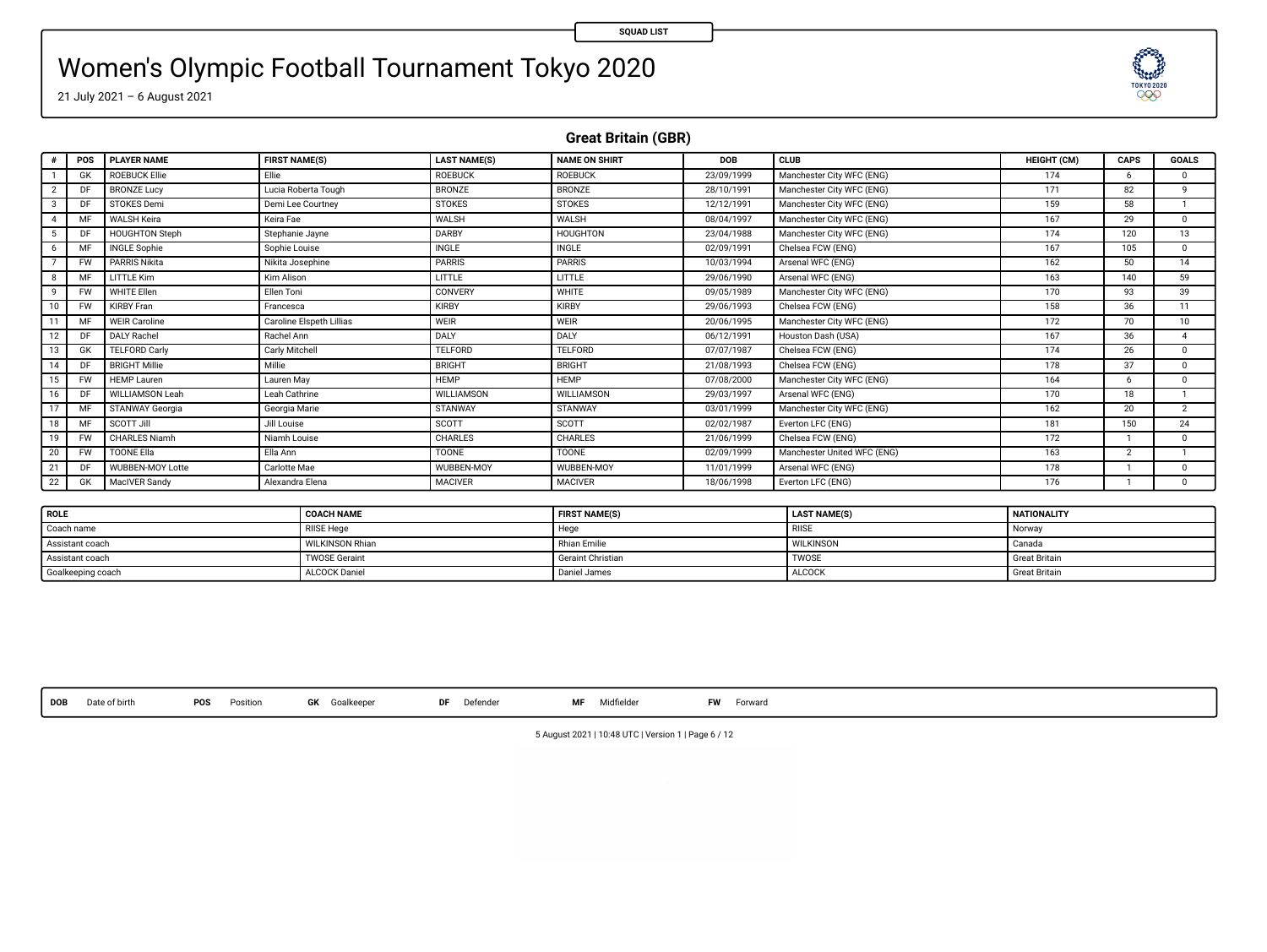SQUAD LIST

# Women's Olympic Football Tournament Tokyo 2020

21 July 2021 – 6 August 2021

## Great Britain (GBR)

| # | POS | PLAYER NAME | FIRST NAME(S) | LAST NAME(S) | NAME ON SHIRT | DOB | CLUB | HEIGHT (CM) | CAPS | GOALS |
|---|---|---|---|---|---|---|---|---|---|---|
| 1 | GK | ROEBUCK Ellie | Ellie | ROEBUCK | ROEBUCK | 23/09/1999 | Manchester City WFC (ENG) | 174 | 6 | 0 |
| 2 | DF | BRONZE Lucy | Lucia Roberta Tough | BRONZE | BRONZE | 28/10/1991 | Manchester City WFC (ENG) | 171 | 82 | 9 |
| 3 | DF | STOKES Demi | Demi Lee Courtney | STOKES | STOKES | 12/12/1991 | Manchester City WFC (ENG) | 159 | 58 | 1 |
| 4 | MF | WALSH Keira | Keira Fae | WALSH | WALSH | 08/04/1997 | Manchester City WFC (ENG) | 167 | 29 | 0 |
| 5 | DF | HOUGHTON Steph | Stephanie Jayne | DARBY | HOUGHTON | 23/04/1988 | Manchester City WFC (ENG) | 174 | 120 | 13 |
| 6 | MF | INGLE Sophie | Sophie Louise | INGLE | INGLE | 02/09/1991 | Chelsea FCW (ENG) | 167 | 105 | 0 |
| 7 | FW | PARRIS Nikita | Nikita Josephine | PARRIS | PARRIS | 10/03/1994 | Arsenal WFC (ENG) | 162 | 50 | 14 |
| 8 | MF | LITTLE Kim | Kim Alison | LITTLE | LITTLE | 29/06/1990 | Arsenal WFC (ENG) | 163 | 140 | 59 |
| 9 | FW | WHITE Ellen | Ellen Toni | CONVERY | WHITE | 09/05/1989 | Manchester City WFC (ENG) | 170 | 93 | 39 |
| 10 | FW | KIRBY Fran | Francesca | KIRBY | KIRBY | 29/06/1993 | Chelsea FCW (ENG) | 158 | 36 | 11 |
| 11 | MF | WEIR Caroline | Caroline Elspeth Lillias | WEIR | WEIR | 20/06/1995 | Manchester City WFC (ENG) | 172 | 70 | 10 |
| 12 | DF | DALY Rachel | Rachel Ann | DALY | DALY | 06/12/1991 | Houston Dash (USA) | 167 | 36 | 4 |
| 13 | GK | TELFORD Carly | Carly Mitchell | TELFORD | TELFORD | 07/07/1987 | Chelsea FCW (ENG) | 174 | 26 | 0 |
| 14 | DF | BRIGHT Millie | Millie | BRIGHT | BRIGHT | 21/08/1993 | Chelsea FCW (ENG) | 178 | 37 | 0 |
| 15 | FW | HEMP Lauren | Lauren May | HEMP | HEMP | 07/08/2000 | Manchester City WFC (ENG) | 164 | 6 | 0 |
| 16 | DF | WILLIAMSON Leah | Leah Cathrine | WILLIAMSON | WILLIAMSON | 29/03/1997 | Arsenal WFC (ENG) | 170 | 18 | 1 |
| 17 | MF | STANWAY Georgia | Georgia Marie | STANWAY | STANWAY | 03/01/1999 | Manchester City WFC (ENG) | 162 | 20 | 2 |
| 18 | MF | SCOTT Jill | Jill Louise | SCOTT | SCOTT | 02/02/1987 | Everton LFC (ENG) | 181 | 150 | 24 |
| 19 | FW | CHARLES Niamh | Niamh Louise | CHARLES | CHARLES | 21/06/1999 | Chelsea FCW (ENG) | 172 | 1 | 0 |
| 20 | FW | TOONE Ella | Ella Ann | TOONE | TOONE | 02/09/1999 | Manchester United WFC (ENG) | 163 | 2 | 1 |
| 21 | DF | WUBBEN-MOY Lotte | Carlotte Mae | WUBBEN-MOY | WUBBEN-MOY | 11/01/1999 | Arsenal WFC (ENG) | 178 | 1 | 0 |
| 22 | GK | MacIVER Sandy | Alexandra Elena | MACIVER | MACIVER | 18/06/1998 | Everton LFC (ENG) | 176 | 1 | 0 |

| ROLE | COACH NAME | FIRST NAME(S) | LAST NAME(S) | NATIONALITY |
|---|---|---|---|---|
| Coach name | RIISE Hege | Hege | RIISE | Norway |
| Assistant coach | WILKINSON Rhian | Rhian Emilie | WILKINSON | Canada |
| Assistant coach | TWOSE Geraint | Geraint Christian | TWOSE | Great Britain |
| Goalkeeping coach | ALCOCK Daniel | Daniel James | ALCOCK | Great Britain |

**DOB** Date of birth **POS** Position **GK** Goalkeeper **DF** Defender **MF** Midfielder **FW** Forward

5 August 2021 | 10:48 UTC | Version 1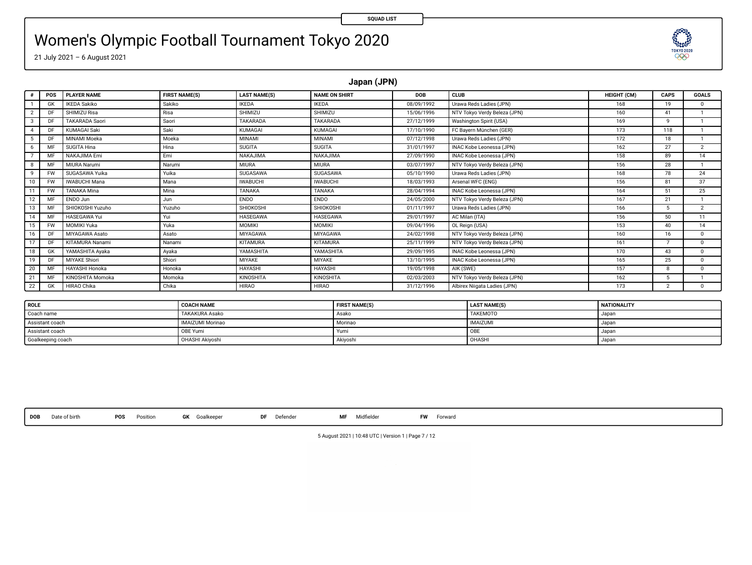SQUAD LIST

# Women's Olympic Football Tournament Tokyo 2020

21 July 2021 – 6 August 2021

## Japan (JPN)

| # | POS | PLAYER NAME | FIRST NAME(S) | LAST NAME(S) | NAME ON SHIRT | DOB | CLUB | HEIGHT (CM) | CAPS | GOALS |
|---|---|---|---|---|---|---|---|---|---|---|
| 1 | GK | IKEDA Sakiko | Sakiko | IKEDA | IKEDA | 08/09/1992 | Urawa Reds Ladies (JPN) | 168 | 19 | 0 |
| 2 | DF | SHIMIZU Risa | Risa | SHIMIZU | SHIMIZU | 15/06/1996 | NTV Tokyo Verdy Beleza (JPN) | 160 | 41 | 1 |
| 3 | DF | TAKARADA Saori | Saori | TAKARADA | TAKARADA | 27/12/1999 | Washington Spirit (USA) | 169 | 9 | 1 |
| 4 | DF | KUMAGAI Saki | Saki | KUMAGAI | KUMAGAI | 17/10/1990 | FC Bayern München (GER) | 173 | 118 | 1 |
| 5 | DF | MINAMI Moeka | Moeka | MINAMI | MINAMI | 07/12/1998 | Urawa Reds Ladies (JPN) | 172 | 18 | 1 |
| 6 | MF | SUGITA Hina | Hina | SUGITA | SUGITA | 31/01/1997 | INAC Kobe Leonessa (JPN) | 162 | 27 | 2 |
| 7 | MF | NAKAJIMA Emi | Emi | NAKAJIMA | NAKAJIMA | 27/09/1990 | INAC Kobe Leonessa (JPN) | 158 | 89 | 14 |
| 8 | MF | MIURA Narumi | Narumi | MIURA | MIURA | 03/07/1997 | NTV Tokyo Verdy Beleza (JPN) | 156 | 28 | 1 |
| 9 | FW | SUGASAWA Yuika | Yuika | SUGASAWA | SUGASAWA | 05/10/1990 | Urawa Reds Ladies (JPN) | 168 | 78 | 24 |
| 10 | FW | IWABUCHI Mana | Mana | IWABUCHI | IWABUCHI | 18/03/1993 | Arsenal WFC (ENG) | 156 | 81 | 37 |
| 11 | FW | TANAKA Mina | Mina | TANAKA | TANAKA | 28/04/1994 | INAC Kobe Leonessa (JPN) | 164 | 51 | 25 |
| 12 | MF | ENDO Jun | Jun | ENDO | ENDO | 24/05/2000 | NTV Tokyo Verdy Beleza (JPN) | 167 | 21 | 1 |
| 13 | MF | SHIOKOSHI Yuzuho | Yuzuho | SHIOKOSHI | SHIOKOSHI | 01/11/1997 | Urawa Reds Ladies (JPN) | 166 | 5 | 2 |
| 14 | MF | HASEGAWA Yui | Yui | HASEGAWA | HASEGAWA | 29/01/1997 | AC Milan (ITA) | 156 | 50 | 11 |
| 15 | FW | MOMIKI Yuka | Yuka | MOMIKI | MOMIKI | 09/04/1996 | OL Reign (USA) | 153 | 40 | 14 |
| 16 | DF | MIYAGAWA Asato | Asato | MIYAGAWA | MIYAGAWA | 24/02/1998 | NTV Tokyo Verdy Beleza (JPN) | 160 | 16 | 0 |
| 17 | DF | KITAMURA Nanami | Nanami | KITAMURA | KITAMURA | 25/11/1999 | NTV Tokyo Verdy Beleza (JPN) | 161 | 7 | 0 |
| 18 | GK | YAMASHITA Ayaka | Ayaka | YAMASHITA | YAMASHITA | 29/09/1995 | INAC Kobe Leonessa (JPN) | 170 | 43 | 0 |
| 19 | DF | MIYAKE Shiori | Shiori | MIYAKE | MIYAKE | 13/10/1995 | INAC Kobe Leonessa (JPN) | 165 | 25 | 0 |
| 20 | MF | HAYASHI Honoka | Honoka | HAYASHI | HAYASHI | 19/05/1998 | AIK (SWE) | 157 | 8 | 0 |
| 21 | MF | KINOSHITA Momoka | Momoka | KINOSHITA | KINOSHITA | 02/03/2003 | NTV Tokyo Verdy Beleza (JPN) | 162 | 5 | 1 |
| 22 | GK | HIRAO Chika | Chika | HIRAO | HIRAO | 31/12/1996 | Albirex Niigata Ladies (JPN) | 173 | 2 | 0 |

| ROLE | COACH NAME | FIRST NAME(S) | LAST NAME(S) | NATIONALITY |
|---|---|---|---|---|
| Coach name | TAKAKURA Asako | Asako | TAKEMOTO | Japan |
| Assistant coach | IMAIZUMI Morinao | Morinao | IMAIZUMI | Japan |
| Assistant coach | OBE Yumi | Yumi | OBE | Japan |
| Goalkeeping coach | OHASHI Akiyoshi | Akiyoshi | OHASHI | Japan |

**DOB** Date of birth **POS** Position **GK** Goalkeeper **DF** Defender **MF** Midfielder **FW** Forward

5 August 2021 | 10:48 UTC | Version 1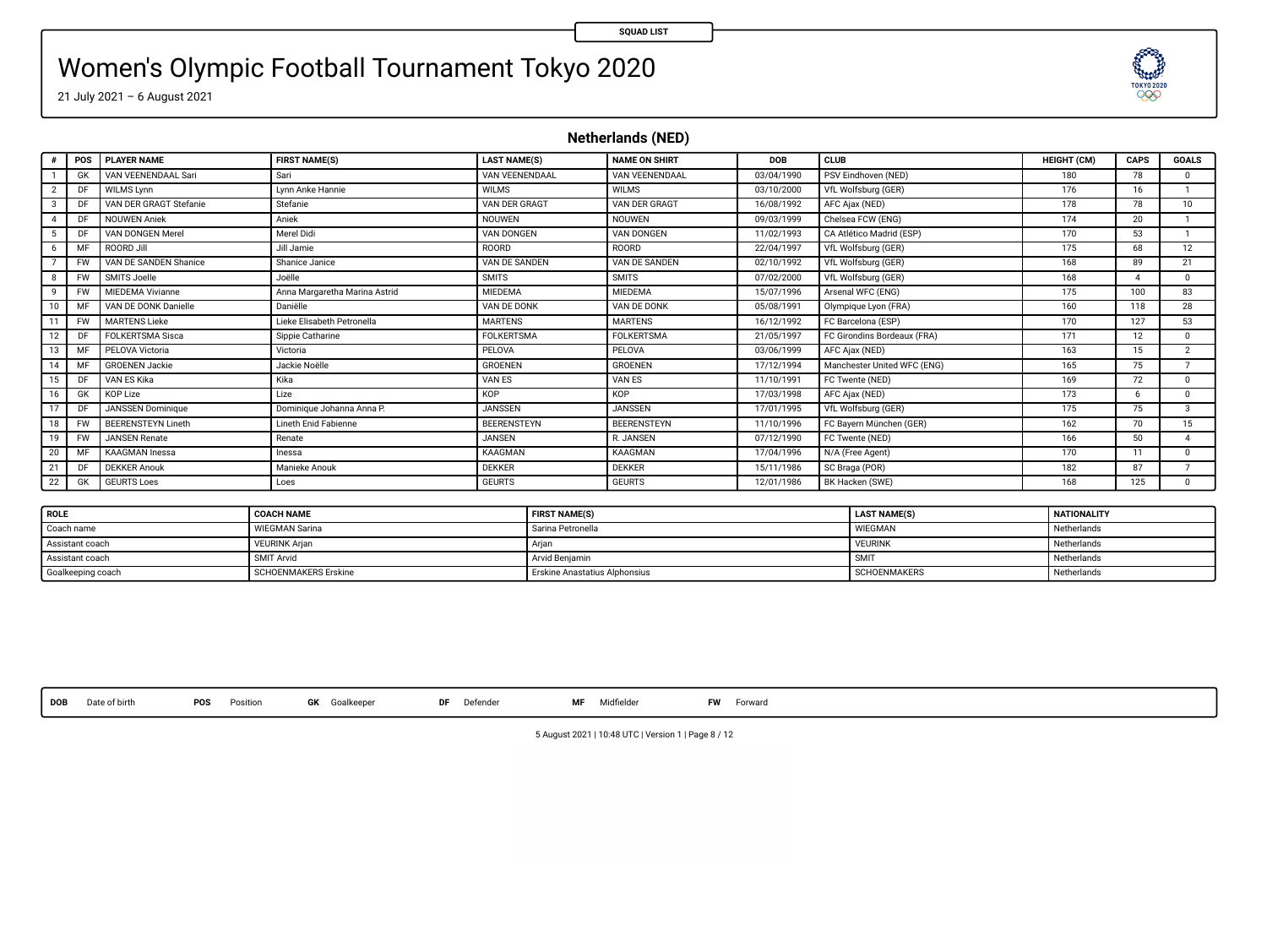SQUAD LIST

# Women's Olympic Football Tournament Tokyo 2020

21 July 2021 – 6 August 2021

## Netherlands (NED)

| # | POS | PLAYER NAME | FIRST NAME(S) | LAST NAME(S) | NAME ON SHIRT | DOB | CLUB | HEIGHT (CM) | CAPS | GOALS |
|---|---|---|---|---|---|---|---|---|---|---|
| 1 | GK | VAN VEENENDAAL Sari | Sari | VAN VEENENDAAL | VAN VEENENDAAL | 03/04/1990 | PSV Eindhoven (NED) | 180 | 78 | 0 |
| 2 | DF | WILMS Lynn | Lynn Anke Hannie | WILMS | WILMS | 03/10/2000 | VfL Wolfsburg (GER) | 176 | 16 | 1 |
| 3 | DF | VAN DER GRAGT Stefanie | Stefanie | VAN DER GRAGT | VAN DER GRAGT | 16/08/1992 | AFC Ajax (NED) | 178 | 78 | 10 |
| 4 | DF | NOUWEN Aniek | Aniek | NOUWEN | NOUWEN | 09/03/1999 | Chelsea FCW (ENG) | 174 | 20 | 1 |
| 5 | DF | VAN DONGEN Merel | Merel Didi | VAN DONGEN | VAN DONGEN | 11/02/1993 | CA Atlético Madrid (ESP) | 170 | 53 | 1 |
| 6 | MF | ROORD Jill | Jill Jamie | ROORD | ROORD | 22/04/1997 | VfL Wolfsburg (GER) | 175 | 68 | 12 |
| 7 | FW | VAN DE SANDEN Shanice | Shanice Janice | VAN DE SANDEN | VAN DE SANDEN | 02/10/1992 | VfL Wolfsburg (GER) | 168 | 89 | 21 |
| 8 | FW | SMITS Joelle | Joëlle | SMITS | SMITS | 07/02/2000 | VfL Wolfsburg (GER) | 168 | 4 | 0 |
| 9 | FW | MIEDEMA Vivianne | Anna Margaretha Marina Astrid | MIEDEMA | MIEDEMA | 15/07/1996 | Arsenal WFC (ENG) | 175 | 100 | 83 |
| 10 | MF | VAN DE DONK Danielle | Daniëlle | VAN DE DONK | VAN DE DONK | 05/08/1991 | Olympique Lyon (FRA) | 160 | 118 | 28 |
| 11 | FW | MARTENS Lieke | Lieke Elisabeth Petronella | MARTENS | MARTENS | 16/12/1992 | FC Barcelona (ESP) | 170 | 127 | 53 |
| 12 | DF | FOLKERTSMA Sisca | Sippie Catharine | FOLKERTSMA | FOLKERTSMA | 21/05/1997 | FC Girondins Bordeaux (FRA) | 171 | 12 | 0 |
| 13 | MF | PELOVA Victoria | Victoria | PELOVA | PELOVA | 03/06/1999 | AFC Ajax (NED) | 163 | 15 | 2 |
| 14 | MF | GROENEN Jackie | Jackie Noëlle | GROENEN | GROENEN | 17/12/1994 | Manchester United WFC (ENG) | 165 | 75 | 7 |
| 15 | DF | VAN ES Kika | Kika | VAN ES | VAN ES | 11/10/1991 | FC Twente (NED) | 169 | 72 | 0 |
| 16 | GK | KOP Lize | Lize | KOP | KOP | 17/03/1998 | AFC Ajax (NED) | 173 | 6 | 0 |
| 17 | DF | JANSSEN Dominique | Dominique Johanna Anna P. | JANSSEN | JANSSEN | 17/01/1995 | VfL Wolfsburg (GER) | 175 | 75 | 3 |
| 18 | FW | BEERENSTEYN Lineth | Lineth Enid Fabienne | BEERENSTEYN | BEERENSTEYN | 11/10/1996 | FC Bayern München (GER) | 162 | 70 | 15 |
| 19 | FW | JANSEN Renate | Renate | JANSEN | R. JANSEN | 07/12/1990 | FC Twente (NED) | 166 | 50 | 4 |
| 20 | MF | KAAGMAN Inessa | Inessa | KAAGMAN | KAAGMAN | 17/04/1996 | N/A (Free Agent) | 170 | 11 | 0 |
| 21 | DF | DEKKER Anouk | Manieke Anouk | DEKKER | DEKKER | 15/11/1986 | SC Braga (POR) | 182 | 87 | 7 |
| 22 | GK | GEURTS Loes | Loes | GEURTS | GEURTS | 12/01/1986 | BK Hacken (SWE) | 168 | 125 | 0 |

| ROLE | COACH NAME | FIRST NAME(S) | LAST NAME(S) | NATIONALITY |
|---|---|---|---|---|
| Coach name | WIEGMAN Sarina | Sarina Petronella | WIEGMAN | Netherlands |
| Assistant coach | VEURINK Arjan | Arjan | VEURINK | Netherlands |
| Assistant coach | SMIT Arvid | Arvid Benjamin | SMIT | Netherlands |
| Goalkeeping coach | SCHOENMAKERS Erskine | Erskine Anastatius Alphonsius | SCHOENMAKERS | Netherlands |

**DOB** Date of birth **POS** Position **GK** Goalkeeper **DF** Defender **MF** Midfielder **FW** Forward

5 August 2021 | 10:48 UTC | Version 1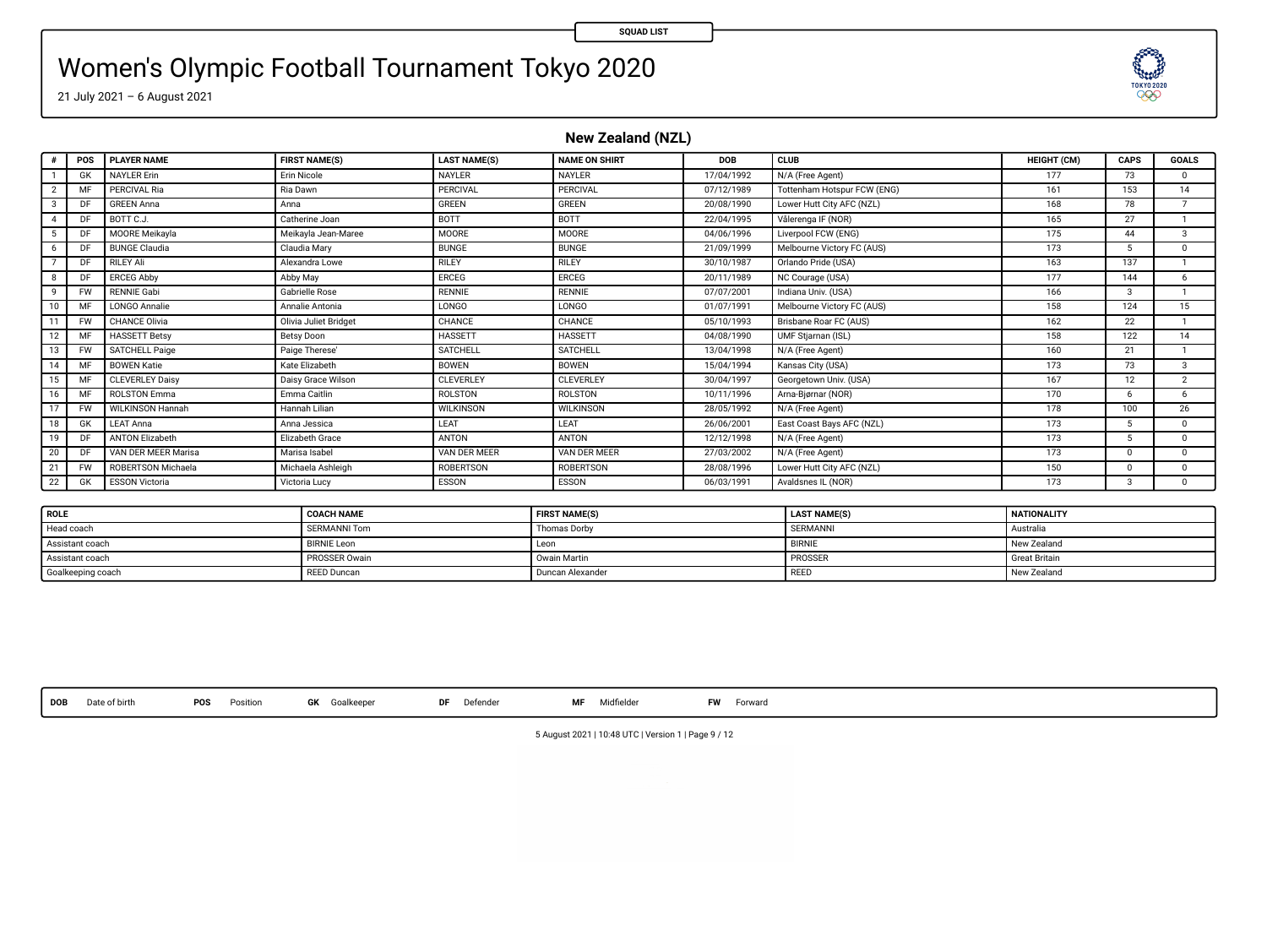SQUAD LIST

# Women's Olympic Football Tournament Tokyo 2020

21 July 2021 – 6 August 2021

## New Zealand (NZL)

| # | POS | PLAYER NAME | FIRST NAME(S) | LAST NAME(S) | NAME ON SHIRT | DOB | CLUB | HEIGHT (CM) | CAPS | GOALS |
|---|---|---|---|---|---|---|---|---|---|---|
| 1 | GK | NAYLER Erin | Erin Nicole | NAYLER | NAYLER | 17/04/1992 | N/A (Free Agent) | 177 | 73 | 0 |
| 2 | MF | PERCIVAL Ria | Ria Dawn | PERCIVAL | PERCIVAL | 07/12/1989 | Tottenham Hotspur FCW (ENG) | 161 | 153 | 14 |
| 3 | DF | GREEN Anna | Anna | GREEN | GREEN | 20/08/1990 | Lower Hutt City AFC (NZL) | 168 | 78 | 7 |
| 4 | DF | BOTT C.J. | Catherine Joan | BOTT | BOTT | 22/04/1995 | Vålerenga IF (NOR) | 165 | 27 | 1 |
| 5 | DF | MOORE Meikayla | Meikayla Jean-Maree | MOORE | MOORE | 04/06/1996 | Liverpool FCW (ENG) | 175 | 44 | 3 |
| 6 | DF | BUNGE Claudia | Claudia Mary | BUNGE | BUNGE | 21/09/1999 | Melbourne Victory FC (AUS) | 173 | 5 | 0 |
| 7 | DF | RILEY Ali | Alexandra Lowe | RILEY | RILEY | 30/10/1987 | Orlando Pride (USA) | 163 | 137 | 1 |
| 8 | DF | ERCEG Abby | Abby May | ERCEG | ERCEG | 20/11/1989 | NC Courage (USA) | 177 | 144 | 6 |
| 9 | FW | RENNIE Gabi | Gabrielle Rose | RENNIE | RENNIE | 07/07/2001 | Indiana Univ. (USA) | 166 | 3 | 1 |
| 10 | MF | LONGO Annalie | Annalie Antonia | LONGO | LONGO | 01/07/1991 | Melbourne Victory FC (AUS) | 158 | 124 | 15 |
| 11 | FW | CHANCE Olivia | Olivia Juliet Bridget | CHANCE | CHANCE | 05/10/1993 | Brisbane Roar FC (AUS) | 162 | 22 | 1 |
| 12 | MF | HASSETT Betsy | Betsy Doon | HASSETT | HASSETT | 04/08/1990 | UMF Stjarnan (ISL) | 158 | 122 | 14 |
| 13 | FW | SATCHELL Paige | Paige Therese' | SATCHELL | SATCHELL | 13/04/1998 | N/A (Free Agent) | 160 | 21 | 1 |
| 14 | MF | BOWEN Katie | Kate Elizabeth | BOWEN | BOWEN | 15/04/1994 | Kansas City (USA) | 173 | 73 | 3 |
| 15 | MF | CLEVERLEY Daisy | Daisy Grace Wilson | CLEVERLEY | CLEVERLEY | 30/04/1997 | Georgetown Univ. (USA) | 167 | 12 | 2 |
| 16 | MF | ROLSTON Emma | Emma Caitlin | ROLSTON | ROLSTON | 10/11/1996 | Arna-Bjørnar (NOR) | 170 | 6 | 6 |
| 17 | FW | WILKINSON Hannah | Hannah Lilian | WILKINSON | WILKINSON | 28/05/1992 | N/A (Free Agent) | 178 | 100 | 26 |
| 18 | GK | LEAT Anna | Anna Jessica | LEAT | LEAT | 26/06/2001 | East Coast Bays AFC (NZL) | 173 | 5 | 0 |
| 19 | DF | ANTON Elizabeth | Elizabeth Grace | ANTON | ANTON | 12/12/1998 | N/A (Free Agent) | 173 | 5 | 0 |
| 20 | DF | VAN DER MEER Marisa | Marisa Isabel | VAN DER MEER | VAN DER MEER | 27/03/2002 | N/A (Free Agent) | 173 | 0 | 0 |
| 21 | FW | ROBERTSON Michaela | Michaela Ashleigh | ROBERTSON | ROBERTSON | 28/08/1996 | Lower Hutt City AFC (NZL) | 150 | 0 | 0 |
| 22 | GK | ESSON Victoria | Victoria Lucy | ESSON | ESSON | 06/03/1991 | Avaldsnes IL (NOR) | 173 | 3 | 0 |

| ROLE | COACH NAME | FIRST NAME(S) | LAST NAME(S) | NATIONALITY |
|---|---|---|---|---|
| Head coach | SERMANNI Tom | Thomas Dorby | SERMANNI | Australia |
| Assistant coach | BIRNIE Leon | Leon | BIRNIE | New Zealand |
| Assistant coach | PROSSER Owain | Owain Martin | PROSSER | Great Britain |
| Goalkeeping coach | REED Duncan | Duncan Alexander | REED | New Zealand |

**DOB** Date of birth **POS** Position **GK** Goalkeeper **DF** Defender **MF** Midfielder **FW** Forward

5 August 2021 | 10:48 UTC | Version 1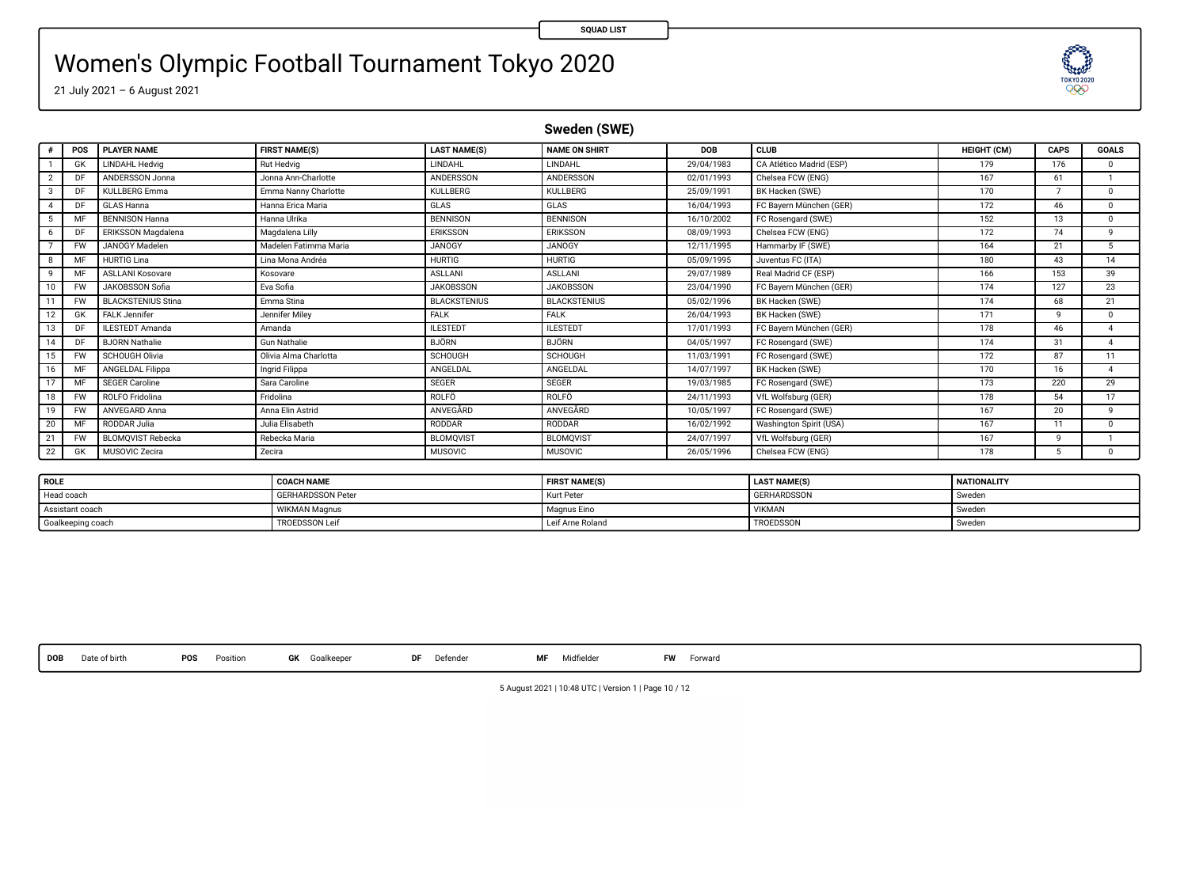SQUAD LIST

# Women's Olympic Football Tournament Tokyo 2020

21 July 2021 – 6 August 2021

## Sweden (SWE)

| # | POS | PLAYER NAME | FIRST NAME(S) | LAST NAME(S) | NAME ON SHIRT | DOB | CLUB | HEIGHT (CM) | CAPS | GOALS |
|---|---|---|---|---|---|---|---|---|---|---|
| 1 | GK | LINDAHL Hedvig | Rut Hedvig | LINDAHL | LINDAHL | 29/04/1983 | CA Atlético Madrid (ESP) | 179 | 176 | 0 |
| 2 | DF | ANDERSSON Jonna | Jonna Ann-Charlotte | ANDERSSON | ANDERSSON | 02/01/1993 | Chelsea FCW (ENG) | 167 | 61 | 1 |
| 3 | DF | KULLBERG Emma | Emma Nanny Charlotte | KULLBERG | KULLBERG | 25/09/1991 | BK Hacken (SWE) | 170 | 7 | 0 |
| 4 | DF | GLAS Hanna | Hanna Erica Maria | GLAS | GLAS | 16/04/1993 | FC Bayern München (GER) | 172 | 46 | 0 |
| 5 | MF | BENNISON Hanna | Hanna Ulrika | BENNISON | BENNISON | 16/10/2002 | FC Rosengard (SWE) | 152 | 13 | 0 |
| 6 | DF | ERIKSSON Magdalena | Magdalena Lilly | ERIKSSON | ERIKSSON | 08/09/1993 | Chelsea FCW (ENG) | 172 | 74 | 9 |
| 7 | FW | JANOGY Madelen | Madelen Fatimma Maria | JANOGY | JANOGY | 12/11/1995 | Hammarby IF (SWE) | 164 | 21 | 5 |
| 8 | MF | HURTIG Lina | Lina Mona Andréa | HURTIG | HURTIG | 05/09/1995 | Juventus FC (ITA) | 180 | 43 | 14 |
| 9 | MF | ASLLANI Kosovare | Kosovare | ASLLANI | ASLLANI | 29/07/1989 | Real Madrid CF (ESP) | 166 | 153 | 39 |
| 10 | FW | JAKOBSSON Sofia | Eva Sofia | JAKOBSSON | JAKOBSSON | 23/04/1990 | FC Bayern München (GER) | 174 | 127 | 23 |
| 11 | FW | BLACKSTENIUS Stina | Emma Stina | BLACKSTENIUS | BLACKSTENIUS | 05/02/1996 | BK Hacken (SWE) | 174 | 68 | 21 |
| 12 | GK | FALK Jennifer | Jennifer Miley | FALK | FALK | 26/04/1993 | BK Hacken (SWE) | 171 | 9 | 0 |
| 13 | DF | ILESTEDT Amanda | Amanda | ILESTEDT | ILESTEDT | 17/01/1993 | FC Bayern München (GER) | 178 | 46 | 4 |
| 14 | DF | BJORN Nathalie | Gun Nathalie | BJÖRN | BJÖRN | 04/05/1997 | FC Rosengard (SWE) | 174 | 31 | 4 |
| 15 | FW | SCHOUGH Olivia | Olivia Alma Charlotta | SCHOUGH | SCHOUGH | 11/03/1991 | FC Rosengard (SWE) | 172 | 87 | 11 |
| 16 | MF | ANGELDAL Filippa | Ingrid Filippa | ANGELDAL | ANGELDAL | 14/07/1997 | BK Hacken (SWE) | 170 | 16 | 4 |
| 17 | MF | SEGER Caroline | Sara Caroline | SEGER | SEGER | 19/03/1985 | FC Rosengard (SWE) | 173 | 220 | 29 |
| 18 | FW | ROLFO Fridolina | Fridolina | ROLFÖ | ROLFÖ | 24/11/1993 | VfL Wolfsburg (GER) | 178 | 54 | 17 |
| 19 | FW | ANVEGARD Anna | Anna Elin Astrid | ANVEGÅRD | ANVEGÅRD | 10/05/1997 | FC Rosengard (SWE) | 167 | 20 | 9 |
| 20 | MF | RODDAR Julia | Julia Elisabeth | RODDAR | RODDAR | 16/02/1992 | Washington Spirit (USA) | 167 | 11 | 0 |
| 21 | FW | BLOMQVIST Rebecka | Rebecka Maria | BLOMQVIST | BLOMQVIST | 24/07/1997 | VfL Wolfsburg (GER) | 167 | 9 | 1 |
| 22 | GK | MUSOVIC Zecira | Zecira | MUSOVIC | MUSOVIC | 26/05/1996 | Chelsea FCW (ENG) | 178 | 5 | 0 |

| ROLE | COACH NAME | FIRST NAME(S) | LAST NAME(S) | NATIONALITY |
|---|---|---|---|---|
| Head coach | GERHARDSSON Peter | Kurt Peter | GERHARDSSON | Sweden |
| Assistant coach | WIKMAN Magnus | Magnus Eino | VIKMAN | Sweden |
| Goalkeeping coach | TROEDSSON Leif | Leif Arne Roland | TROEDSSON | Sweden |

**DOB** Date of birth **POS** Position **GK** Goalkeeper **DF** Defender **MF** Midfielder **FW** Forward

5 August 2021 | 10:48 UTC | Version 1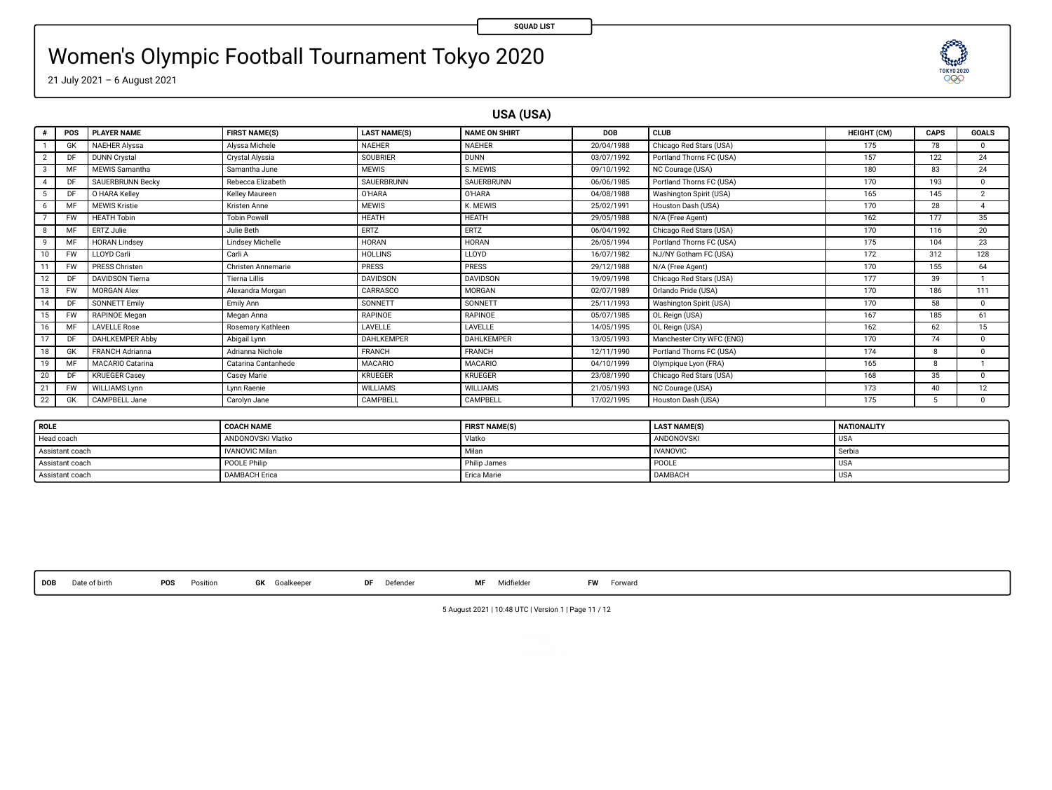SQUAD LIST

# Women's Olympic Football Tournament Tokyo 2020

21 July 2021 – 6 August 2021

## USA (USA)

| # | POS | PLAYER NAME | FIRST NAME(S) | LAST NAME(S) | NAME ON SHIRT | DOB | CLUB | HEIGHT (CM) | CAPS | GOALS |
|---|---|---|---|---|---|---|---|---|---|---|
| 1 | GK | NAEHER Alyssa | Alyssa Michele | NAEHER | NAEHER | 20/04/1988 | Chicago Red Stars (USA) | 175 | 78 | 0 |
| 2 | DF | DUNN Crystal | Crystal Alyssia | SOUBRIER | DUNN | 03/07/1992 | Portland Thorns FC (USA) | 157 | 122 | 24 |
| 3 | MF | MEWIS Samantha | Samantha June | MEWIS | S. MEWIS | 09/10/1992 | NC Courage (USA) | 180 | 83 | 24 |
| 4 | DF | SAUERBRUNN Becky | Rebecca Elizabeth | SAUERBRUNN | SAUERBRUNN | 06/06/1985 | Portland Thorns FC (USA) | 170 | 193 | 0 |
| 5 | DF | O HARA Kelley | Kelley Maureen | O'HARA | O'HARA | 04/08/1988 | Washington Spirit (USA) | 165 | 145 | 2 |
| 6 | MF | MEWIS Kristie | Kristen Anne | MEWIS | K. MEWIS | 25/02/1991 | Houston Dash (USA) | 170 | 28 | 4 |
| 7 | FW | HEATH Tobin | Tobin Powell | HEATH | HEATH | 29/05/1988 | N/A (Free Agent) | 162 | 177 | 35 |
| 8 | MF | ERTZ Julie | Julie Beth | ERTZ | ERTZ | 06/04/1992 | Chicago Red Stars (USA) | 170 | 116 | 20 |
| 9 | MF | HORAN Lindsey | Lindsey Michelle | HORAN | HORAN | 26/05/1994 | Portland Thorns FC (USA) | 175 | 104 | 23 |
| 10 | FW | LLOYD Carli | Carli A | HOLLINS | LLOYD | 16/07/1982 | NJ/NY Gotham FC (USA) | 172 | 312 | 128 |
| 11 | FW | PRESS Christen | Christen Annemarie | PRESS | PRESS | 29/12/1988 | N/A (Free Agent) | 170 | 155 | 64 |
| 12 | DF | DAVIDSON Tierna | Tierna Lillis | DAVIDSON | DAVIDSON | 19/09/1998 | Chicago Red Stars (USA) | 177 | 39 | 1 |
| 13 | FW | MORGAN Alex | Alexandra Morgan | CARRASCO | MORGAN | 02/07/1989 | Orlando Pride (USA) | 170 | 186 | 111 |
| 14 | DF | SONNETT Emily | Emily Ann | SONNETT | SONNETT | 25/11/1993 | Washington Spirit (USA) | 170 | 58 | 0 |
| 15 | FW | RAPINOE Megan | Megan Anna | RAPINOE | RAPINOE | 05/07/1985 | OL Reign (USA) | 167 | 185 | 61 |
| 16 | MF | LAVELLE Rose | Rosemary Kathleen | LAVELLE | LAVELLE | 14/05/1995 | OL Reign (USA) | 162 | 62 | 15 |
| 17 | DF | DAHLKEMPER Abby | Abigail Lynn | DAHLKEMPER | DAHLKEMPER | 13/05/1993 | Manchester City WFC (ENG) | 170 | 74 | 0 |
| 18 | GK | FRANCH Adrianna | Adrianna Nichole | FRANCH | FRANCH | 12/11/1990 | Portland Thorns FC (USA) | 174 | 8 | 0 |
| 19 | MF | MACARIO Catarina | Catarina Cantanhede | MACARIO | MACARIO | 04/10/1999 | Olympique Lyon (FRA) | 165 | 8 | 1 |
| 20 | DF | KRUEGER Casey | Casey Marie | KRUEGER | KRUEGER | 23/08/1990 | Chicago Red Stars (USA) | 168 | 35 | 0 |
| 21 | FW | WILLIAMS Lynn | Lynn Raenie | WILLIAMS | WILLIAMS | 21/05/1993 | NC Courage (USA) | 173 | 40 | 12 |
| 22 | GK | CAMPBELL Jane | Carolyn Jane | CAMPBELL | CAMPBELL | 17/02/1995 | Houston Dash (USA) | 175 | 5 | 0 |

| ROLE | COACH NAME | FIRST NAME(S) | LAST NAME(S) | NATIONALITY |
|---|---|---|---|---|
| Head coach | ANDONOVSKI Vlatko | Vlatko | ANDONOVSKI | USA |
| Assistant coach | IVANOVIC Milan | Milan | IVANOVIC | Serbia |
| Assistant coach | POOLE Philip | Philip James | POOLE | USA |
| Assistant coach | DAMBACH Erica | Erica Marie | DAMBACH | USA |

**DOB** Date of birth **POS** Position **GK** Goalkeeper **DF** Defender **MF** Midfielder **FW** Forward

5 August 2021 | 10:48 UTC | Version 1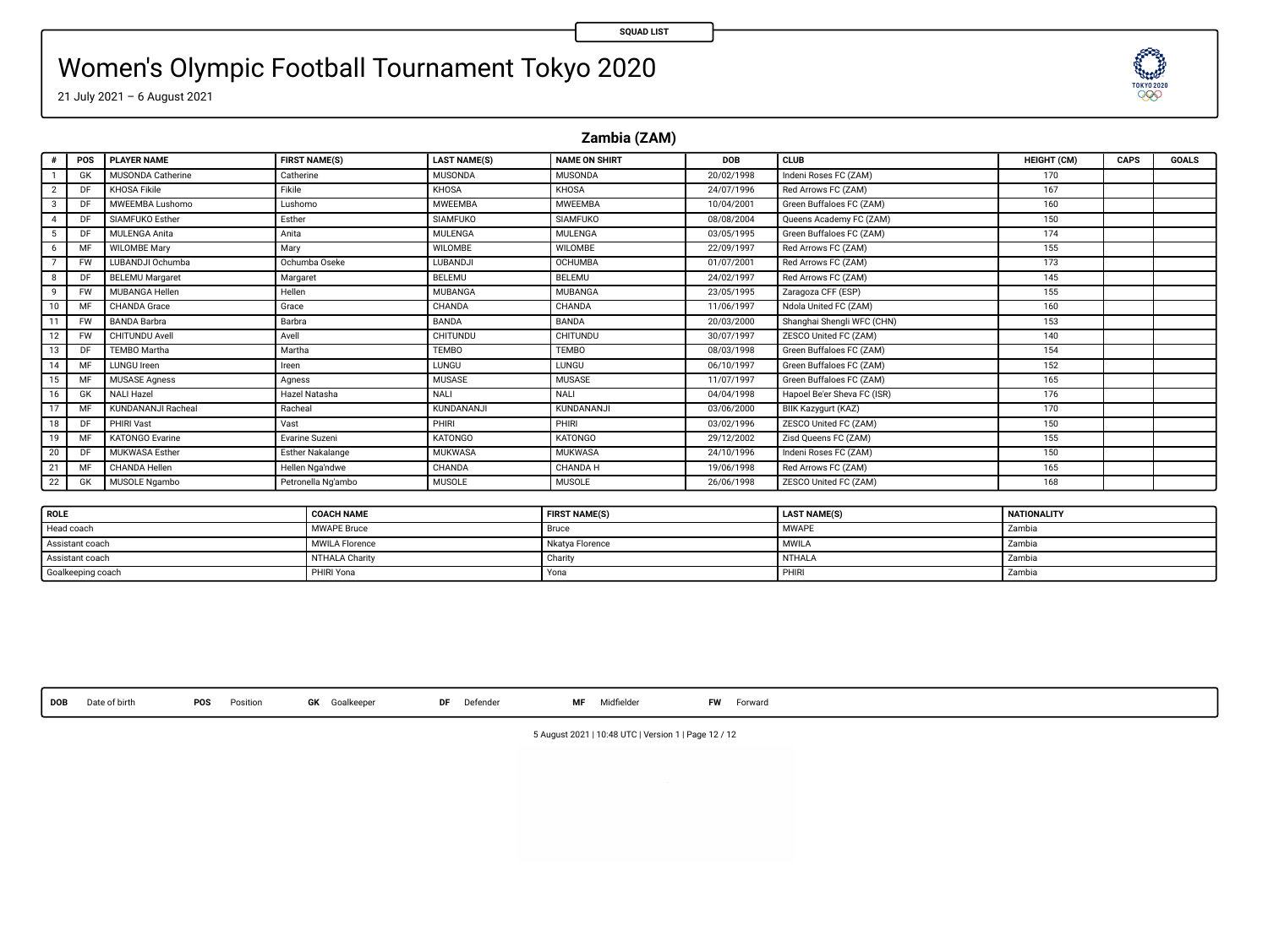SQUAD LIST

# Women's Olympic Football Tournament Tokyo 2020

21 July 2021 – 6 August 2021

## Zambia (ZAM)

| # | POS | PLAYER NAME | FIRST NAME(S) | LAST NAME(S) | NAME ON SHIRT | DOB | CLUB | HEIGHT (CM) | CAPS | GOALS |
|---|---|---|---|---|---|---|---|---|---|---|
| 1 | GK | MUSONDA Catherine | Catherine | MUSONDA | MUSONDA | 20/02/1998 | Indeni Roses FC (ZAM) | 170 | | |
| 2 | DF | KHOSA Fikile | Fikile | KHOSA | KHOSA | 24/07/1996 | Red Arrows FC (ZAM) | 167 | | |
| 3 | DF | MWEEMBA Lushomo | Lushomo | MWEEMBA | MWEEMBA | 10/04/2001 | Green Buffaloes FC (ZAM) | 160 | | |
| 4 | DF | SIAMFUKO Esther | Esther | SIAMFUKO | SIAMFUKO | 08/08/2004 | Queens Academy FC (ZAM) | 150 | | |
| 5 | DF | MULENGA Anita | Anita | MULENGA | MULENGA | 03/05/1995 | Green Buffaloes FC (ZAM) | 174 | | |
| 6 | MF | WILOMBE Mary | Mary | WILOMBE | WILOMBE | 22/09/1997 | Red Arrows FC (ZAM) | 155 | | |
| 7 | FW | LUBANDJI Ochumba | Ochumba Oseke | LUBANDJI | OCHUMBA | 01/07/2001 | Red Arrows FC (ZAM) | 173 | | |
| 8 | DF | BELEMU Margaret | Margaret | BELEMU | BELEMU | 24/02/1997 | Red Arrows FC (ZAM) | 145 | | |
| 9 | FW | MUBANGA Hellen | Hellen | MUBANGA | MUBANGA | 23/05/1995 | Zaragoza CFF (ESP) | 155 | | |
| 10 | MF | CHANDA Grace | Grace | CHANDA | CHANDA | 11/06/1997 | Ndola United FC (ZAM) | 160 | | |
| 11 | FW | BANDA Barbra | Barbra | BANDA | BANDA | 20/03/2000 | Shanghai Shengli WFC (CHN) | 153 | | |
| 12 | FW | CHITUNDU Avell | Avell | CHITUNDU | CHITUNDU | 30/07/1997 | ZESCO United FC (ZAM) | 140 | | |
| 13 | DF | TEMBO Martha | Martha | TEMBO | TEMBO | 08/03/1998 | Green Buffaloes FC (ZAM) | 154 | | |
| 14 | MF | LUNGU Ireen | Ireen | LUNGU | LUNGU | 06/10/1997 | Green Buffaloes FC (ZAM) | 152 | | |
| 15 | MF | MUSASE Agness | Agness | MUSASE | MUSASE | 11/07/1997 | Green Buffaloes FC (ZAM) | 165 | | |
| 16 | GK | NALI Hazel | Hazel Natasha | NALI | NALI | 04/04/1998 | Hapoel Be'er Sheva FC (ISR) | 176 | | |
| 17 | MF | KUNDANANJI Racheal | Racheal | KUNDANANJI | KUNDANANJI | 03/06/2000 | BIIK Kazygurt (KAZ) | 170 | | |
| 18 | DF | PHIRI Vast | Vast | PHIRI | PHIRI | 03/02/1996 | ZESCO United FC (ZAM) | 150 | | |
| 19 | MF | KATONGO Evarine | Evarine Suzeni | KATONGO | KATONGO | 29/12/2002 | Zisd Queens FC (ZAM) | 155 | | |
| 20 | DF | MUKWASA Esther | Esther Nakalange | MUKWASA | MUKWASA | 24/10/1996 | Indeni Roses FC (ZAM) | 150 | | |
| 21 | MF | CHANDA Hellen | Hellen Nga'ndwe | CHANDA | CHANDA H | 19/06/1998 | Red Arrows FC (ZAM) | 165 | | |
| 22 | GK | MUSOLE Ngambo | Petronella Ng'ambo | MUSOLE | MUSOLE | 26/06/1998 | ZESCO United FC (ZAM) | 168 | | |

| ROLE | COACH NAME | FIRST NAME(S) | LAST NAME(S) | NATIONALITY |
|---|---|---|---|---|
| Head coach | MWAPE Bruce | Bruce | MWAPE | Zambia |
| Assistant coach | MWILA Florence | Nkatya Florence | MWILA | Zambia |
| Assistant coach | NTHALA Charity | Charity | NTHALA | Zambia |
| Goalkeeping coach | PHIRI Yona | Yona | PHIRI | Zambia |

**DOB** Date of birth **POS** Position **GK** Goalkeeper **DF** Defender **MF** Midfielder **FW** Forward

5 August 2021 | 10:48 UTC | Version 1